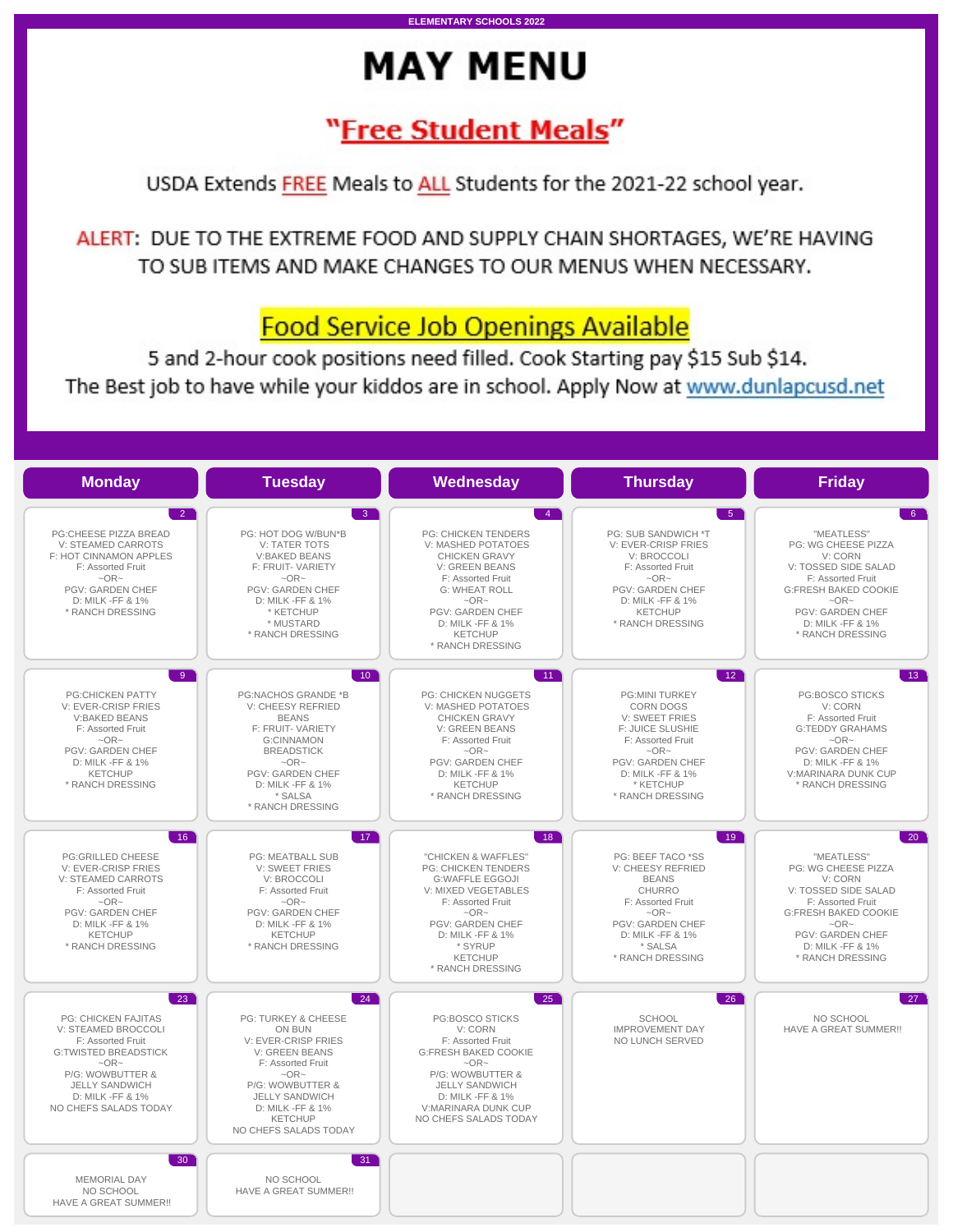ELEMENTARY SCHOOLS 2022

# MAY MENU

## "Free Student Meals"

USDA Extends FREE Meals to ALL Students for the 2021-22 school year.

ALERT: DUE TO THE EXTREME FOOD AND SUPPLY CHAIN SHORTAGES, WE'RE HAVING TO SUB ITEMS AND MAKE CHANGES TO OUR MENUS WHEN NECESSARY.

## Food Service Job Openings Available

5 and 2-hour cook positions need filled. Cook Starting pay $15 Sub $14.
The Best job to have while your kiddos are in school. Apply Now at www.dunlapcusd.net

| Monday | Tuesday | Wednesday | Thursday | Friday |
|---|---|---|---|---|
| **2**<br>PG:CHEESE PIZZA BREAD<br>V: STEAMED CARROTS<br>F: HOT CINNAMON APPLES<br>F: Assorted Fruit<br>~OR~<br>PGV: GARDEN CHEF<br>D: MILK -FF & 1%<br>* RANCH DRESSING | **3**<br>PG: HOT DOG W/BUN*B<br>V: TATER TOTS<br>V:BAKED BEANS<br>F: FRUIT- VARIETY<br>~OR~<br>PGV: GARDEN CHEF<br>D: MILK -FF & 1%<br>* KETCHUP<br>* MUSTARD<br>* RANCH DRESSING | **4**<br>PG: CHICKEN TENDERS<br>V: MASHED POTATOES<br>CHICKEN GRAVY<br>V: GREEN BEANS<br>F: Assorted Fruit<br>G: WHEAT ROLL<br>~OR~<br>PGV: GARDEN CHEF<br>D: MILK -FF & 1%<br>KETCHUP<br>* RANCH DRESSING | **5**<br>PG: SUB SANDWICH *T<br>V: EVER-CRISP FRIES<br>V: BROCCOLI<br>F: Assorted Fruit<br>~OR~<br>PGV: GARDEN CHEF<br>D: MILK -FF & 1%<br>KETCHUP<br>* RANCH DRESSING | **6**<br>"MEATLESS"<br>PG: WG CHEESE PIZZA<br>V: CORN<br>V: TOSSED SIDE SALAD<br>F: Assorted Fruit<br>G:FRESH BAKED COOKIE<br>~OR~<br>PGV: GARDEN CHEF<br>D: MILK -FF & 1%<br>* RANCH DRESSING |
| **9**<br>PG:CHICKEN PATTY<br>V: EVER-CRISP FRIES<br>V:BAKED BEANS<br>F: Assorted Fruit<br>~OR~<br>PGV: GARDEN CHEF<br>D: MILK -FF & 1%<br>KETCHUP<br>* RANCH DRESSING | **10**<br>PG:NACHOS GRANDE *B<br>V: CHEESY REFRIED BEANS<br>F: FRUIT- VARIETY<br>G:CINNAMON BREADSTICK<br>~OR~<br>PGV: GARDEN CHEF<br>D: MILK -FF & 1%<br>* SALSA<br>* RANCH DRESSING | **11**<br>PG: CHICKEN NUGGETS<br>V: MASHED POTATOES<br>CHICKEN GRAVY<br>V: GREEN BEANS<br>F: Assorted Fruit<br>~OR~<br>PGV: GARDEN CHEF<br>D: MILK -FF & 1%<br>KETCHUP<br>* RANCH DRESSING | **12**<br>PG:MINI TURKEY CORN DOGS<br>V: SWEET FRIES<br>F: JUICE SLUSHIE<br>F: Assorted Fruit<br>~OR~<br>PGV: GARDEN CHEF<br>D: MILK -FF & 1%<br>* KETCHUP<br>* RANCH DRESSING | **13**<br>PG:BOSCO STICKS<br>V: CORN<br>F: Assorted Fruit<br>G:TEDDY GRAHAMS<br>~OR~<br>PGV: GARDEN CHEF<br>D: MILK -FF & 1%<br>V:MARINARA DUNK CUP<br>* RANCH DRESSING |
| **16**<br>PG:GRILLED CHEESE<br>V: EVER-CRISP FRIES<br>V: STEAMED CARROTS<br>F: Assorted Fruit<br>~OR~<br>PGV: GARDEN CHEF<br>D: MILK -FF & 1%<br>KETCHUP<br>* RANCH DRESSING | **17**<br>PG: MEATBALL SUB<br>V: SWEET FRIES<br>V: BROCCOLI<br>F: Assorted Fruit<br>~OR~<br>PGV: GARDEN CHEF<br>D: MILK -FF & 1%<br>KETCHUP<br>* RANCH DRESSING | **18**<br>"CHICKEN & WAFFLES"<br>PG: CHICKEN TENDERS<br>G:WAFFLE EGGOJI<br>V: MIXED VEGETABLES<br>F: Assorted Fruit<br>~OR~<br>PGV: GARDEN CHEF<br>D: MILK -FF & 1%<br>* SYRUP<br>KETCHUP<br>* RANCH DRESSING | **19**<br>PG: BEEF TACO *SS<br>V: CHEESY REFRIED BEANS<br>CHURRO<br>F: Assorted Fruit<br>~OR~<br>PGV: GARDEN CHEF<br>D: MILK -FF & 1%<br>* SALSA<br>* RANCH DRESSING | **20**<br>"MEATLESS"<br>PG: WG CHEESE PIZZA<br>V: CORN<br>V: TOSSED SIDE SALAD<br>F: Assorted Fruit<br>G:FRESH BAKED COOKIE<br>~OR~<br>PGV: GARDEN CHEF<br>D: MILK -FF & 1%<br>* RANCH DRESSING |
| **23**<br>PG: CHICKEN FAJITAS<br>V: STEAMED BROCCOLI<br>F: Assorted Fruit<br>G:TWISTED BREADSTICK<br>~OR~<br>P/G: WOWBUTTER & JELLY SANDWICH<br>D: MILK -FF & 1%<br>NO CHEFS SALADS TODAY | **24**<br>PG: TURKEY & CHEESE ON BUN<br>V: EVER-CRISP FRIES<br>V: GREEN BEANS<br>F: Assorted Fruit<br>~OR~<br>P/G: WOWBUTTER & JELLY SANDWICH<br>D: MILK -FF & 1%<br>KETCHUP<br>NO CHEFS SALADS TODAY | **25**<br>PG:BOSCO STICKS<br>V: CORN<br>F: Assorted Fruit<br>G:FRESH BAKED COOKIE<br>~OR~<br>P/G: WOWBUTTER & JELLY SANDWICH<br>D: MILK -FF & 1%<br>V:MARINARA DUNK CUP<br>NO CHEFS SALADS TODAY | **26**<br>SCHOOL IMPROVEMENT DAY<br>NO LUNCH SERVED | **27**<br>NO SCHOOL<br>HAVE A GREAT SUMMER!! |
| **30**<br>MEMORIAL DAY<br>NO SCHOOL<br>HAVE A GREAT SUMMER!! | **31**<br>NO SCHOOL<br>HAVE A GREAT SUMMER!! | | | |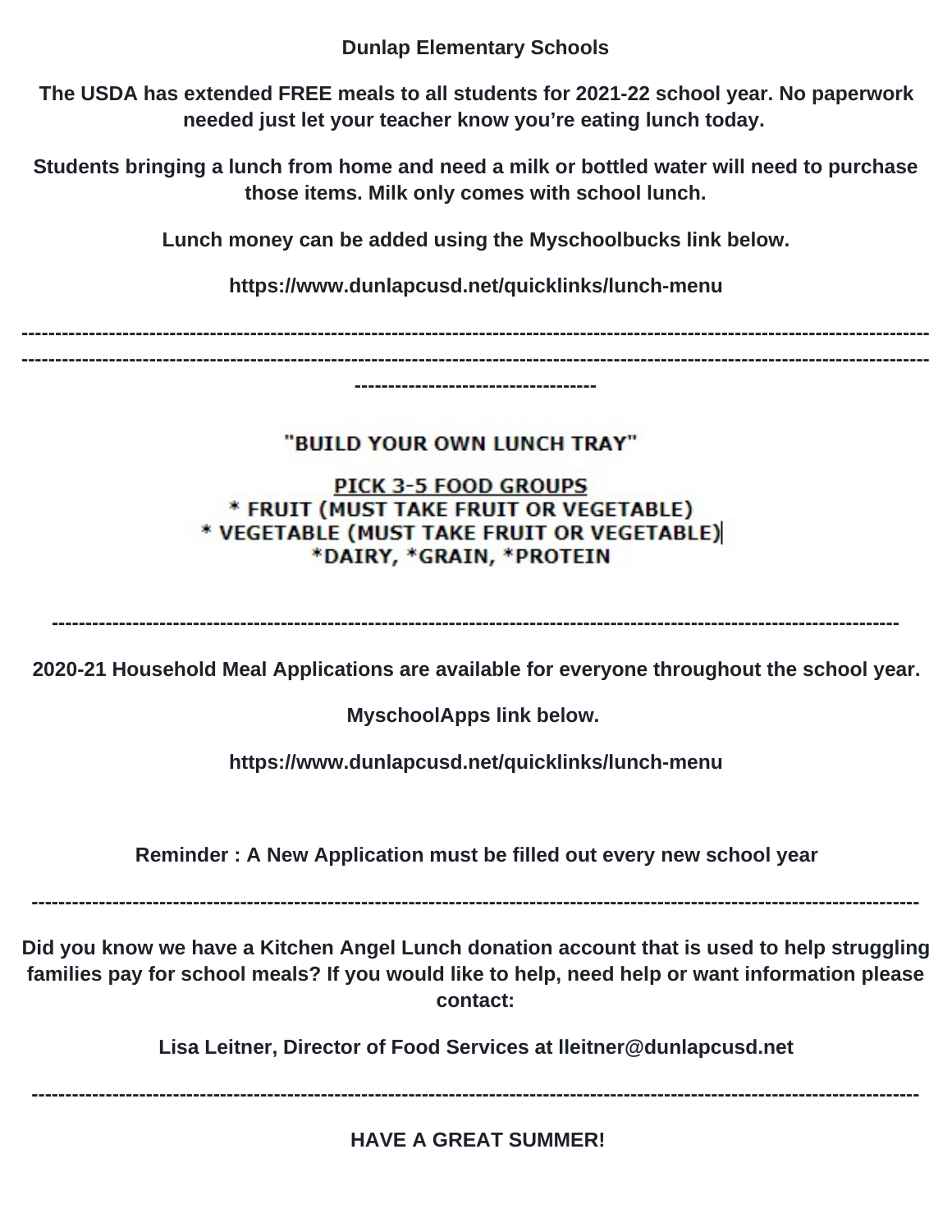**Dunlap Elementary Schools**

**The USDA has extended FREE meals to all students for 2021-22 school year. No paperwork needed just let your teacher know you're eating lunch today.**

**Students bringing a lunch from home and need a milk or bottled water will need to purchase those items. Milk only comes with school lunch.**

**Lunch money can be added using the Myschoolbucks link below.**

**https://www.dunlapcusd.net/quicklinks/lunch-menu**

---

"BUILD YOUR OWN LUNCH TRAY"

PICK 3-5 FOOD GROUPS

* FRUIT (MUST TAKE FRUIT OR VEGETABLE)
* VEGETABLE (MUST TAKE FRUIT OR VEGETABLE)

*DAIRY, *GRAIN, *PROTEIN

---

**2020-21 Household Meal Applications are available for everyone throughout the school year.**

**MyschoolApps link below.**

**https://www.dunlapcusd.net/quicklinks/lunch-menu**

**Reminder : A New Application must be filled out every new school year**

---

**Did you know we have a Kitchen Angel Lunch donation account that is used to help struggling families pay for school meals? If you would like to help, need help or want information please contact:**

**Lisa Leitner, Director of Food Services at lleitner@dunlapcusd.net**

---

**HAVE A GREAT SUMMER!**